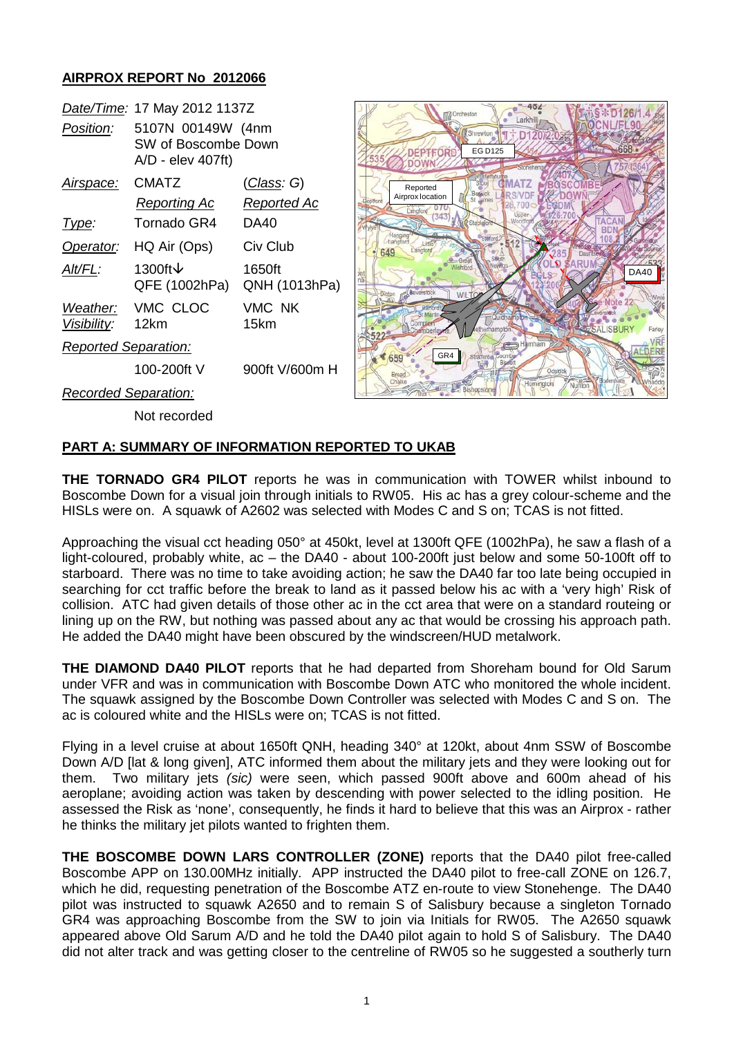# AIRPROX REPORT No 2012066

| | | |
|---|---|---|
| *Date/Time:* | 17 May 2012 1137Z | |
| *Position:* | 5107N 00149W (4nm SW of Boscombe Down A/D - elev 407ft) | |
| *Airspace:* | CMATZ | (*Class*: G) |
| | *Reporting Ac* | *Reported Ac* |
| *Type:* | Tornado GR4 | DA40 |
| *Operator:* | HQ Air (Ops) | Civ Club |
| *Alt/FL:* | 1300ft↓ QFE (1002hPa) | 1650ft QNH (1013hPa) |
| *Weather:* | VMC CLOC | VMC NK |
| *Visibility:* | 12km | 15km |
| *Reported Separation:* | | |
| | 100-200ft V | 900ft V/600m H |
| *Recorded Separation:* | | |
| | Not recorded | |

## PART A: SUMMARY OF INFORMATION REPORTED TO UKAB

**THE TORNADO GR4 PILOT** reports he was in communication with TOWER whilst inbound to Boscombe Down for a visual join through initials to RW05. His ac has a grey colour-scheme and the HISLs were on. A squawk of A2602 was selected with Modes C and S on; TCAS is not fitted.

Approaching the visual cct heading 050° at 450kt, level at 1300ft QFE (1002hPa), he saw a flash of a light-coloured, probably white, ac – the DA40 - about 100-200ft just below and some 50-100ft off to starboard. There was no time to take avoiding action; he saw the DA40 far too late being occupied in searching for cct traffic before the break to land as it passed below his ac with a 'very high' Risk of collision. ATC had given details of those other ac in the cct area that were on a standard routeing or lining up on the RW, but nothing was passed about any ac that would be crossing his approach path. He added the DA40 might have been obscured by the windscreen/HUD metalwork.

**THE DIAMOND DA40 PILOT** reports that he had departed from Shoreham bound for Old Sarum under VFR and was in communication with Boscombe Down ATC who monitored the whole incident. The squawk assigned by the Boscombe Down Controller was selected with Modes C and S on. The ac is coloured white and the HISLs were on; TCAS is not fitted.

Flying in a level cruise at about 1650ft QNH, heading 340° at 120kt, about 4nm SSW of Boscombe Down A/D [lat & long given], ATC informed them about the military jets and they were looking out for them. Two military jets *(sic)* were seen, which passed 900ft above and 600m ahead of his aeroplane; avoiding action was taken by descending with power selected to the idling position. He assessed the Risk as 'none', consequently, he finds it hard to believe that this was an Airprox - rather he thinks the military jet pilots wanted to frighten them.

**THE BOSCOMBE DOWN LARS CONTROLLER (ZONE)** reports that the DA40 pilot free-called Boscombe APP on 130.00MHz initially. APP instructed the DA40 pilot to free-call ZONE on 126.7, which he did, requesting penetration of the Boscombe ATZ en-route to view Stonehenge. The DA40 pilot was instructed to squawk A2650 and to remain S of Salisbury because a singleton Tornado GR4 was approaching Boscombe from the SW to join via Initials for RW05. The A2650 squawk appeared above Old Sarum A/D and he told the DA40 pilot again to hold S of Salisbury. The DA40 did not alter track and was getting closer to the centreline of RW05 so he suggested a southerly turn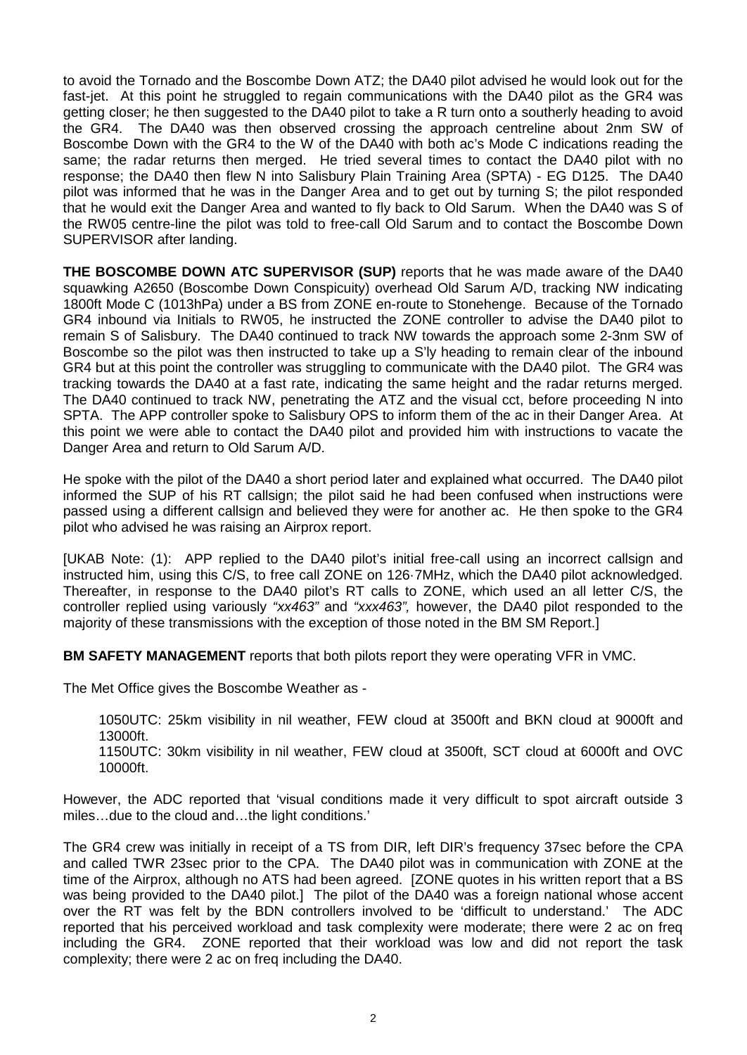to avoid the Tornado and the Boscombe Down ATZ; the DA40 pilot advised he would look out for the fast-jet. At this point he struggled to regain communications with the DA40 pilot as the GR4 was getting closer; he then suggested to the DA40 pilot to take a R turn onto a southerly heading to avoid the GR4. The DA40 was then observed crossing the approach centreline about 2nm SW of Boscombe Down with the GR4 to the W of the DA40 with both ac's Mode C indications reading the same; the radar returns then merged. He tried several times to contact the DA40 pilot with no response; the DA40 then flew N into Salisbury Plain Training Area (SPTA) - EG D125. The DA40 pilot was informed that he was in the Danger Area and to get out by turning S; the pilot responded that he would exit the Danger Area and wanted to fly back to Old Sarum. When the DA40 was S of the RW05 centre-line the pilot was told to free-call Old Sarum and to contact the Boscombe Down SUPERVISOR after landing.

**THE BOSCOMBE DOWN ATC SUPERVISOR (SUP)** reports that he was made aware of the DA40 squawking A2650 (Boscombe Down Conspicuity) overhead Old Sarum A/D, tracking NW indicating 1800ft Mode C (1013hPa) under a BS from ZONE en-route to Stonehenge. Because of the Tornado GR4 inbound via Initials to RW05, he instructed the ZONE controller to advise the DA40 pilot to remain S of Salisbury. The DA40 continued to track NW towards the approach some 2-3nm SW of Boscombe so the pilot was then instructed to take up a S'ly heading to remain clear of the inbound GR4 but at this point the controller was struggling to communicate with the DA40 pilot. The GR4 was tracking towards the DA40 at a fast rate, indicating the same height and the radar returns merged. The DA40 continued to track NW, penetrating the ATZ and the visual cct, before proceeding N into SPTA. The APP controller spoke to Salisbury OPS to inform them of the ac in their Danger Area. At this point we were able to contact the DA40 pilot and provided him with instructions to vacate the Danger Area and return to Old Sarum A/D.

He spoke with the pilot of the DA40 a short period later and explained what occurred. The DA40 pilot informed the SUP of his RT callsign; the pilot said he had been confused when instructions were passed using a different callsign and believed they were for another ac. He then spoke to the GR4 pilot who advised he was raising an Airprox report.

[UKAB Note: (1): APP replied to the DA40 pilot's initial free-call using an incorrect callsign and instructed him, using this C/S, to free call ZONE on 126·7MHz, which the DA40 pilot acknowledged. Thereafter, in response to the DA40 pilot's RT calls to ZONE, which used an all letter C/S, the controller replied using variously *"xx463"* and *"xxx463"*, however, the DA40 pilot responded to the majority of these transmissions with the exception of those noted in the BM SM Report.]

**BM SAFETY MANAGEMENT** reports that both pilots report they were operating VFR in VMC.

The Met Office gives the Boscombe Weather as -

> 1050UTC: 25km visibility in nil weather, FEW cloud at 3500ft and BKN cloud at 9000ft and 13000ft.
>
> 1150UTC: 30km visibility in nil weather, FEW cloud at 3500ft, SCT cloud at 6000ft and OVC 10000ft.

However, the ADC reported that 'visual conditions made it very difficult to spot aircraft outside 3 miles…due to the cloud and…the light conditions.'

The GR4 crew was initially in receipt of a TS from DIR, left DIR's frequency 37sec before the CPA and called TWR 23sec prior to the CPA. The DA40 pilot was in communication with ZONE at the time of the Airprox, although no ATS had been agreed. [ZONE quotes in his written report that a BS was being provided to the DA40 pilot.] The pilot of the DA40 was a foreign national whose accent over the RT was felt by the BDN controllers involved to be 'difficult to understand.' The ADC reported that his perceived workload and task complexity were moderate; there were 2 ac on freq including the GR4. ZONE reported that their workload was low and did not report the task complexity; there were 2 ac on freq including the DA40.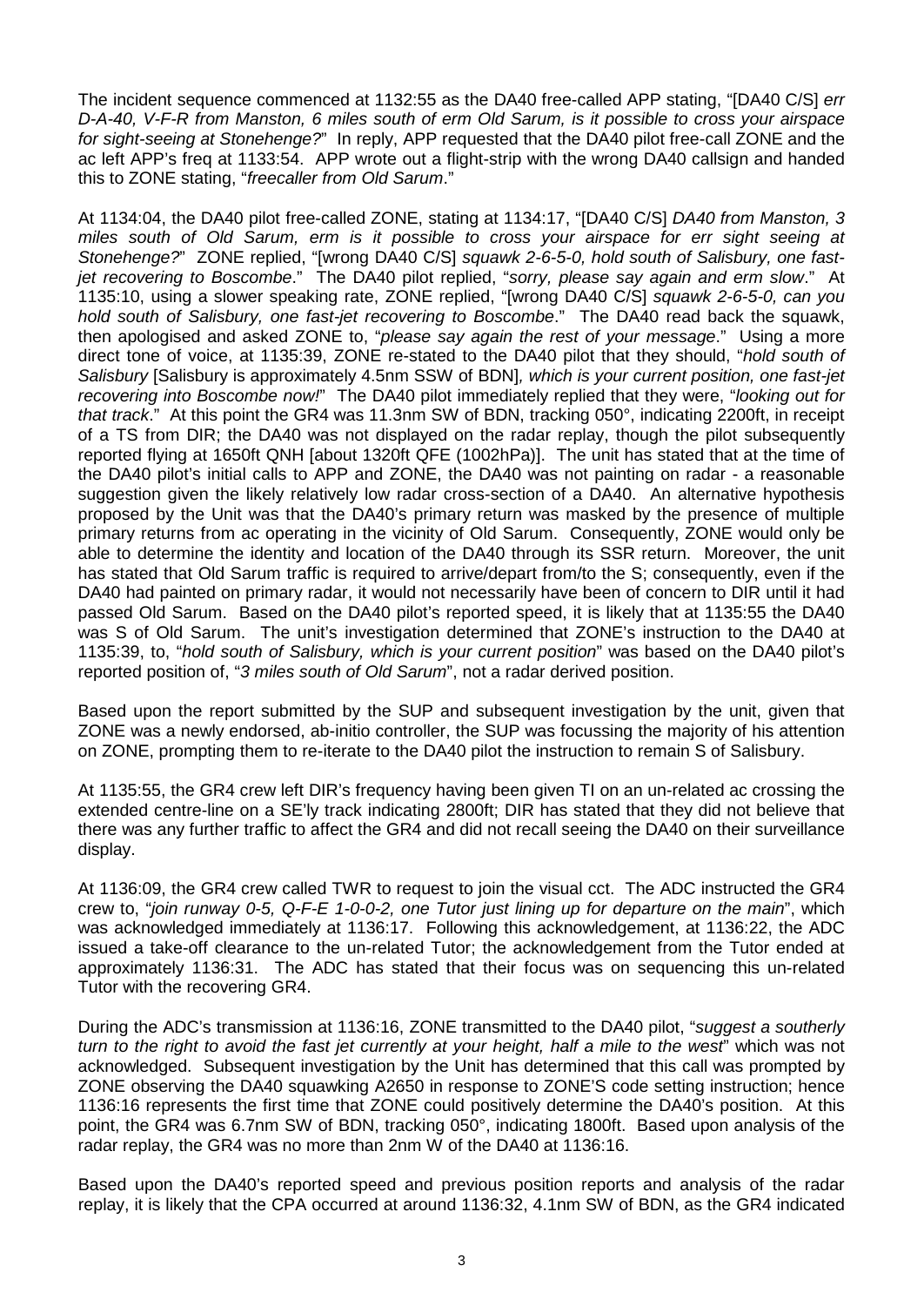The incident sequence commenced at 1132:55 as the DA40 free-called APP stating, "[DA40 C/S] *err D-A-40, V-F-R from Manston, 6 miles south of erm Old Sarum, is it possible to cross your airspace for sight-seeing at Stonehenge?*" In reply, APP requested that the DA40 pilot free-call ZONE and the ac left APP's freq at 1133:54. APP wrote out a flight-strip with the wrong DA40 callsign and handed this to ZONE stating, "*freecaller from Old Sarum*."

At 1134:04, the DA40 pilot free-called ZONE, stating at 1134:17, "[DA40 C/S] *DA40 from Manston, 3 miles south of Old Sarum, erm is it possible to cross your airspace for err sight seeing at Stonehenge?*" ZONE replied, "[wrong DA40 C/S] *squawk 2-6-5-0, hold south of Salisbury, one fast-jet recovering to Boscombe*." The DA40 pilot replied, "*sorry, please say again and erm slow*." At 1135:10, using a slower speaking rate, ZONE replied, "[wrong DA40 C/S] *squawk 2-6-5-0, can you hold south of Salisbury, one fast-jet recovering to Boscombe*." The DA40 read back the squawk, then apologised and asked ZONE to, "*please say again the rest of your message*." Using a more direct tone of voice, at 1135:39, ZONE re-stated to the DA40 pilot that they should, "*hold south of Salisbury* [Salisbury is approximately 4.5nm SSW of BDN]*, which is your current position, one fast-jet recovering into Boscombe now!*" The DA40 pilot immediately replied that they were, "*looking out for that track*." At this point the GR4 was 11.3nm SW of BDN, tracking 050°, indicating 2200ft, in receipt of a TS from DIR; the DA40 was not displayed on the radar replay, though the pilot subsequently reported flying at 1650ft QNH [about 1320ft QFE (1002hPa)]. The unit has stated that at the time of the DA40 pilot's initial calls to APP and ZONE, the DA40 was not painting on radar - a reasonable suggestion given the likely relatively low radar cross-section of a DA40. An alternative hypothesis proposed by the Unit was that the DA40's primary return was masked by the presence of multiple primary returns from ac operating in the vicinity of Old Sarum. Consequently, ZONE would only be able to determine the identity and location of the DA40 through its SSR return. Moreover, the unit has stated that Old Sarum traffic is required to arrive/depart from/to the S; consequently, even if the DA40 had painted on primary radar, it would not necessarily have been of concern to DIR until it had passed Old Sarum. Based on the DA40 pilot's reported speed, it is likely that at 1135:55 the DA40 was S of Old Sarum. The unit's investigation determined that ZONE's instruction to the DA40 at 1135:39, to, "*hold south of Salisbury, which is your current position*" was based on the DA40 pilot's reported position of, "*3 miles south of Old Sarum*", not a radar derived position.

Based upon the report submitted by the SUP and subsequent investigation by the unit, given that ZONE was a newly endorsed, ab-initio controller, the SUP was focussing the majority of his attention on ZONE, prompting them to re-iterate to the DA40 pilot the instruction to remain S of Salisbury.

At 1135:55, the GR4 crew left DIR's frequency having been given TI on an un-related ac crossing the extended centre-line on a SE'ly track indicating 2800ft; DIR has stated that they did not believe that there was any further traffic to affect the GR4 and did not recall seeing the DA40 on their surveillance display.

At 1136:09, the GR4 crew called TWR to request to join the visual cct. The ADC instructed the GR4 crew to, "*join runway 0-5, Q-F-E 1-0-0-2, one Tutor just lining up for departure on the main*", which was acknowledged immediately at 1136:17. Following this acknowledgement, at 1136:22, the ADC issued a take-off clearance to the un-related Tutor; the acknowledgement from the Tutor ended at approximately 1136:31. The ADC has stated that their focus was on sequencing this un-related Tutor with the recovering GR4.

During the ADC's transmission at 1136:16, ZONE transmitted to the DA40 pilot, "*suggest a southerly turn to the right to avoid the fast jet currently at your height, half a mile to the west*" which was not acknowledged. Subsequent investigation by the Unit has determined that this call was prompted by ZONE observing the DA40 squawking A2650 in response to ZONE'S code setting instruction; hence 1136:16 represents the first time that ZONE could positively determine the DA40's position. At this point, the GR4 was 6.7nm SW of BDN, tracking 050°, indicating 1800ft. Based upon analysis of the radar replay, the GR4 was no more than 2nm W of the DA40 at 1136:16.

Based upon the DA40's reported speed and previous position reports and analysis of the radar replay, it is likely that the CPA occurred at around 1136:32, 4.1nm SW of BDN, as the GR4 indicated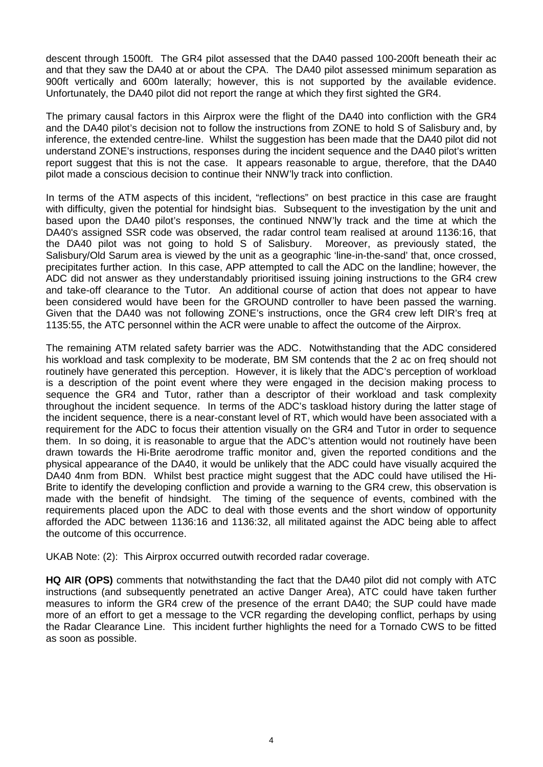descent through 1500ft. The GR4 pilot assessed that the DA40 passed 100-200ft beneath their ac and that they saw the DA40 at or about the CPA. The DA40 pilot assessed minimum separation as 900ft vertically and 600m laterally; however, this is not supported by the available evidence. Unfortunately, the DA40 pilot did not report the range at which they first sighted the GR4.

The primary causal factors in this Airprox were the flight of the DA40 into confliction with the GR4 and the DA40 pilot's decision not to follow the instructions from ZONE to hold S of Salisbury and, by inference, the extended centre-line. Whilst the suggestion has been made that the DA40 pilot did not understand ZONE's instructions, responses during the incident sequence and the DA40 pilot's written report suggest that this is not the case. It appears reasonable to argue, therefore, that the DA40 pilot made a conscious decision to continue their NNW'ly track into confliction.

In terms of the ATM aspects of this incident, "reflections" on best practice in this case are fraught with difficulty, given the potential for hindsight bias. Subsequent to the investigation by the unit and based upon the DA40 pilot's responses, the continued NNW'ly track and the time at which the DA40's assigned SSR code was observed, the radar control team realised at around 1136:16, that the DA40 pilot was not going to hold S of Salisbury. Moreover, as previously stated, the Salisbury/Old Sarum area is viewed by the unit as a geographic 'line-in-the-sand' that, once crossed, precipitates further action. In this case, APP attempted to call the ADC on the landline; however, the ADC did not answer as they understandably prioritised issuing joining instructions to the GR4 crew and take-off clearance to the Tutor. An additional course of action that does not appear to have been considered would have been for the GROUND controller to have been passed the warning. Given that the DA40 was not following ZONE's instructions, once the GR4 crew left DIR's freq at 1135:55, the ATC personnel within the ACR were unable to affect the outcome of the Airprox.

The remaining ATM related safety barrier was the ADC. Notwithstanding that the ADC considered his workload and task complexity to be moderate, BM SM contends that the 2 ac on freq should not routinely have generated this perception. However, it is likely that the ADC's perception of workload is a description of the point event where they were engaged in the decision making process to sequence the GR4 and Tutor, rather than a descriptor of their workload and task complexity throughout the incident sequence. In terms of the ADC's taskload history during the latter stage of the incident sequence, there is a near-constant level of RT, which would have been associated with a requirement for the ADC to focus their attention visually on the GR4 and Tutor in order to sequence them. In so doing, it is reasonable to argue that the ADC's attention would not routinely have been drawn towards the Hi-Brite aerodrome traffic monitor and, given the reported conditions and the physical appearance of the DA40, it would be unlikely that the ADC could have visually acquired the DA40 4nm from BDN. Whilst best practice might suggest that the ADC could have utilised the Hi-Brite to identify the developing confliction and provide a warning to the GR4 crew, this observation is made with the benefit of hindsight. The timing of the sequence of events, combined with the requirements placed upon the ADC to deal with those events and the short window of opportunity afforded the ADC between 1136:16 and 1136:32, all militated against the ADC being able to affect the outcome of this occurrence.

UKAB Note: (2): This Airprox occurred outwith recorded radar coverage.

**HQ AIR (OPS)** comments that notwithstanding the fact that the DA40 pilot did not comply with ATC instructions (and subsequently penetrated an active Danger Area), ATC could have taken further measures to inform the GR4 crew of the presence of the errant DA40; the SUP could have made more of an effort to get a message to the VCR regarding the developing conflict, perhaps by using the Radar Clearance Line. This incident further highlights the need for a Tornado CWS to be fitted as soon as possible.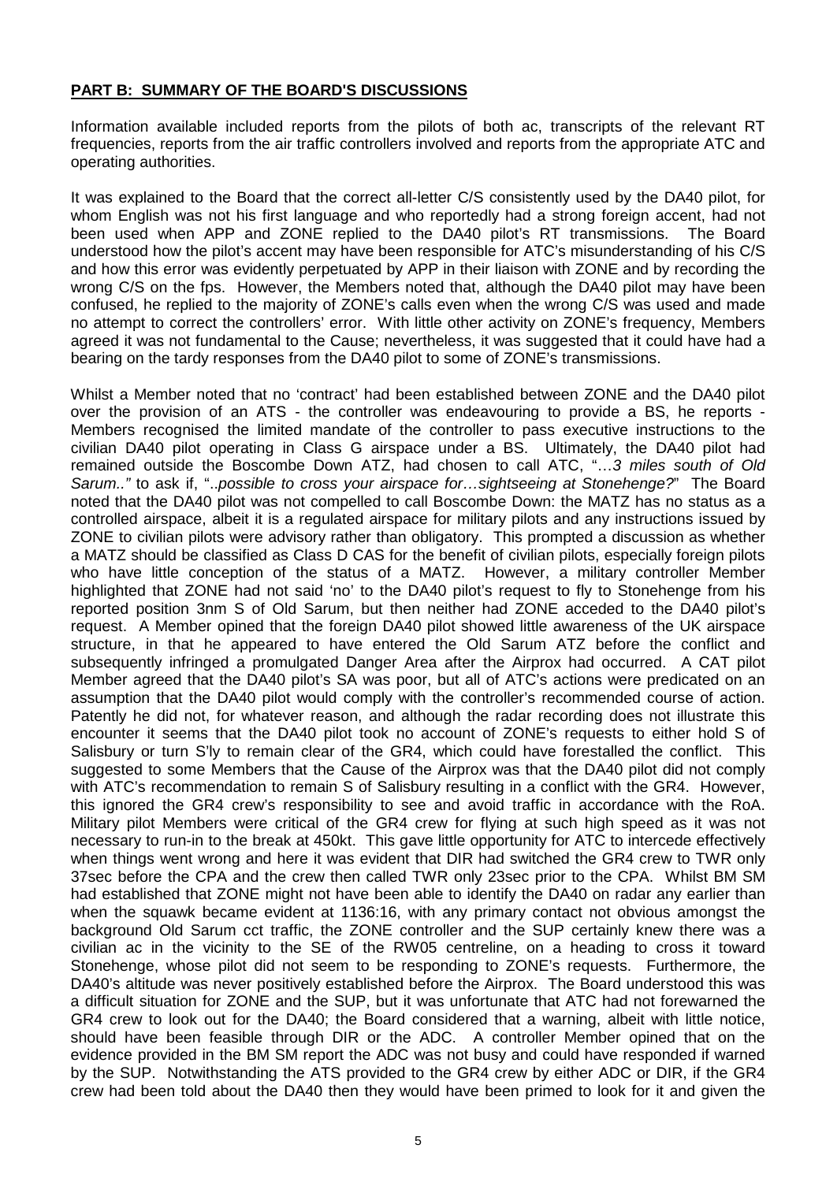**PART B: SUMMARY OF THE BOARD'S DISCUSSIONS**

Information available included reports from the pilots of both ac, transcripts of the relevant RT frequencies, reports from the air traffic controllers involved and reports from the appropriate ATC and operating authorities.

It was explained to the Board that the correct all-letter C/S consistently used by the DA40 pilot, for whom English was not his first language and who reportedly had a strong foreign accent, had not been used when APP and ZONE replied to the DA40 pilot's RT transmissions. The Board understood how the pilot's accent may have been responsible for ATC's misunderstanding of his C/S and how this error was evidently perpetuated by APP in their liaison with ZONE and by recording the wrong C/S on the fps. However, the Members noted that, although the DA40 pilot may have been confused, he replied to the majority of ZONE's calls even when the wrong C/S was used and made no attempt to correct the controllers' error. With little other activity on ZONE's frequency, Members agreed it was not fundamental to the Cause; nevertheless, it was suggested that it could have had a bearing on the tardy responses from the DA40 pilot to some of ZONE's transmissions.

Whilst a Member noted that no 'contract' had been established between ZONE and the DA40 pilot over the provision of an ATS - the controller was endeavouring to provide a BS, he reports - Members recognised the limited mandate of the controller to pass executive instructions to the civilian DA40 pilot operating in Class G airspace under a BS. Ultimately, the DA40 pilot had remained outside the Boscombe Down ATZ, had chosen to call ATC, "*…3 miles south of Old Sarum..*" to ask if, "*..possible to cross your airspace for…sightseeing at Stonehenge?*" The Board noted that the DA40 pilot was not compelled to call Boscombe Down: the MATZ has no status as a controlled airspace, albeit it is a regulated airspace for military pilots and any instructions issued by ZONE to civilian pilots were advisory rather than obligatory. This prompted a discussion as whether a MATZ should be classified as Class D CAS for the benefit of civilian pilots, especially foreign pilots who have little conception of the status of a MATZ. However, a military controller Member highlighted that ZONE had not said 'no' to the DA40 pilot's request to fly to Stonehenge from his reported position 3nm S of Old Sarum, but then neither had ZONE acceded to the DA40 pilot's request. A Member opined that the foreign DA40 pilot showed little awareness of the UK airspace structure, in that he appeared to have entered the Old Sarum ATZ before the conflict and subsequently infringed a promulgated Danger Area after the Airprox had occurred. A CAT pilot Member agreed that the DA40 pilot's SA was poor, but all of ATC's actions were predicated on an assumption that the DA40 pilot would comply with the controller's recommended course of action. Patently he did not, for whatever reason, and although the radar recording does not illustrate this encounter it seems that the DA40 pilot took no account of ZONE's requests to either hold S of Salisbury or turn S'ly to remain clear of the GR4, which could have forestalled the conflict. This suggested to some Members that the Cause of the Airprox was that the DA40 pilot did not comply with ATC's recommendation to remain S of Salisbury resulting in a conflict with the GR4. However, this ignored the GR4 crew's responsibility to see and avoid traffic in accordance with the RoA. Military pilot Members were critical of the GR4 crew for flying at such high speed as it was not necessary to run-in to the break at 450kt. This gave little opportunity for ATC to intercede effectively when things went wrong and here it was evident that DIR had switched the GR4 crew to TWR only 37sec before the CPA and the crew then called TWR only 23sec prior to the CPA. Whilst BM SM had established that ZONE might not have been able to identify the DA40 on radar any earlier than when the squawk became evident at 1136:16, with any primary contact not obvious amongst the background Old Sarum cct traffic, the ZONE controller and the SUP certainly knew there was a civilian ac in the vicinity to the SE of the RW05 centreline, on a heading to cross it toward Stonehenge, whose pilot did not seem to be responding to ZONE's requests. Furthermore, the DA40's altitude was never positively established before the Airprox. The Board understood this was a difficult situation for ZONE and the SUP, but it was unfortunate that ATC had not forewarned the GR4 crew to look out for the DA40; the Board considered that a warning, albeit with little notice, should have been feasible through DIR or the ADC. A controller Member opined that on the evidence provided in the BM SM report the ADC was not busy and could have responded if warned by the SUP. Notwithstanding the ATS provided to the GR4 crew by either ADC or DIR, if the GR4 crew had been told about the DA40 then they would have been primed to look for it and given the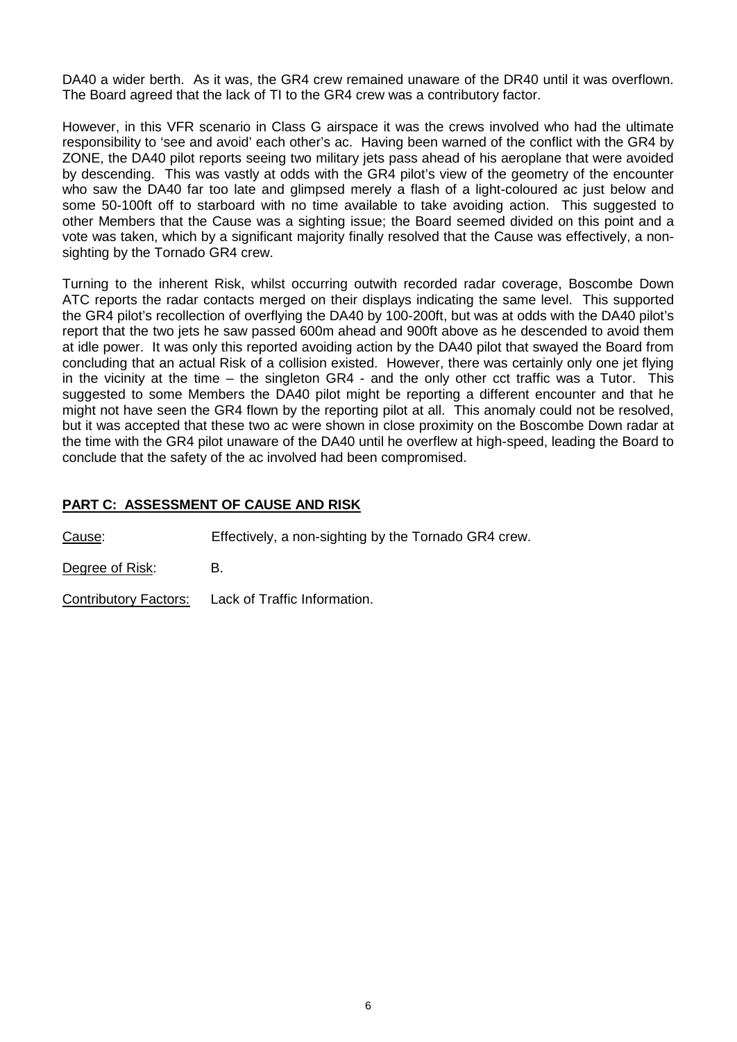DA40 a wider berth. As it was, the GR4 crew remained unaware of the DR40 until it was overflown. The Board agreed that the lack of TI to the GR4 crew was a contributory factor.

However, in this VFR scenario in Class G airspace it was the crews involved who had the ultimate responsibility to 'see and avoid' each other's ac. Having been warned of the conflict with the GR4 by ZONE, the DA40 pilot reports seeing two military jets pass ahead of his aeroplane that were avoided by descending. This was vastly at odds with the GR4 pilot's view of the geometry of the encounter who saw the DA40 far too late and glimpsed merely a flash of a light-coloured ac just below and some 50-100ft off to starboard with no time available to take avoiding action. This suggested to other Members that the Cause was a sighting issue; the Board seemed divided on this point and a vote was taken, which by a significant majority finally resolved that the Cause was effectively, a non-sighting by the Tornado GR4 crew.

Turning to the inherent Risk, whilst occurring outwith recorded radar coverage, Boscombe Down ATC reports the radar contacts merged on their displays indicating the same level. This supported the GR4 pilot's recollection of overflying the DA40 by 100-200ft, but was at odds with the DA40 pilot's report that the two jets he saw passed 600m ahead and 900ft above as he descended to avoid them at idle power. It was only this reported avoiding action by the DA40 pilot that swayed the Board from concluding that an actual Risk of a collision existed. However, there was certainly only one jet flying in the vicinity at the time – the singleton GR4 - and the only other cct traffic was a Tutor. This suggested to some Members the DA40 pilot might be reporting a different encounter and that he might not have seen the GR4 flown by the reporting pilot at all. This anomaly could not be resolved, but it was accepted that these two ac were shown in close proximity on the Boscombe Down radar at the time with the GR4 pilot unaware of the DA40 until he overflew at high-speed, leading the Board to conclude that the safety of the ac involved had been compromised.

## PART C: ASSESSMENT OF CAUSE AND RISK

Cause: Effectively, a non-sighting by the Tornado GR4 crew.

Degree of Risk: B.

Contributory Factors: Lack of Traffic Information.